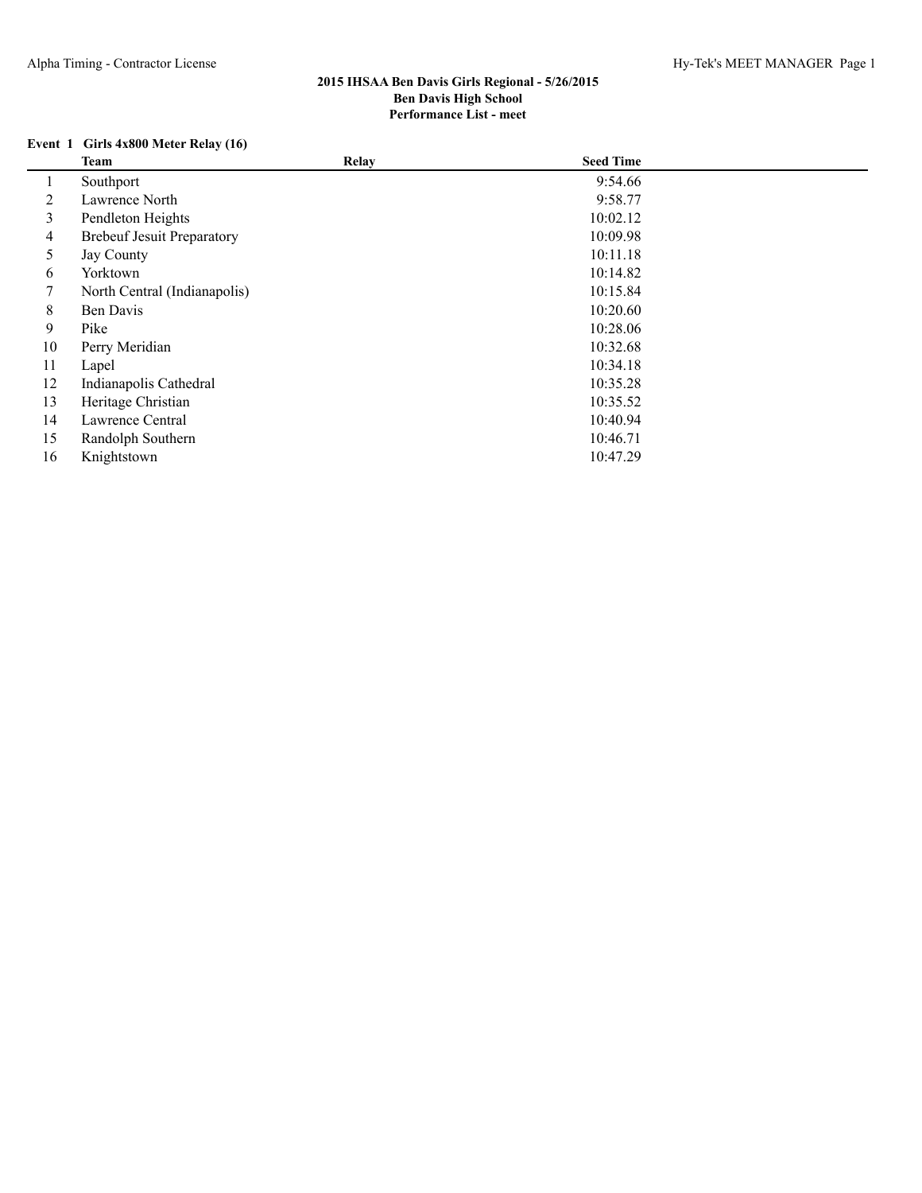# 2015 IHSAA Ben Davis Girls Regional - 5/26/2015
## Ben Davis High School
### Performance List - meet

**Event 1 Girls 4x800 Meter Relay (16)**

| | Team | Relay | Seed Time |
|---|---|---|---|
| 1 | Southport | | 9:54.66 |
| 2 | Lawrence North | | 9:58.77 |
| 3 | Pendleton Heights | | 10:02.12 |
| 4 | Brebeuf Jesuit Preparatory | | 10:09.98 |
| 5 | Jay County | | 10:11.18 |
| 6 | Yorktown | | 10:14.82 |
| 7 | North Central (Indianapolis) | | 10:15.84 |
| 8 | Ben Davis | | 10:20.60 |
| 9 | Pike | | 10:28.06 |
| 10 | Perry Meridian | | 10:32.68 |
| 11 | Lapel | | 10:34.18 |
| 12 | Indianapolis Cathedral | | 10:35.28 |
| 13 | Heritage Christian | | 10:35.52 |
| 14 | Lawrence Central | | 10:40.94 |
| 15 | Randolph Southern | | 10:46.71 |
| 16 | Knightstown | | 10:47.29 |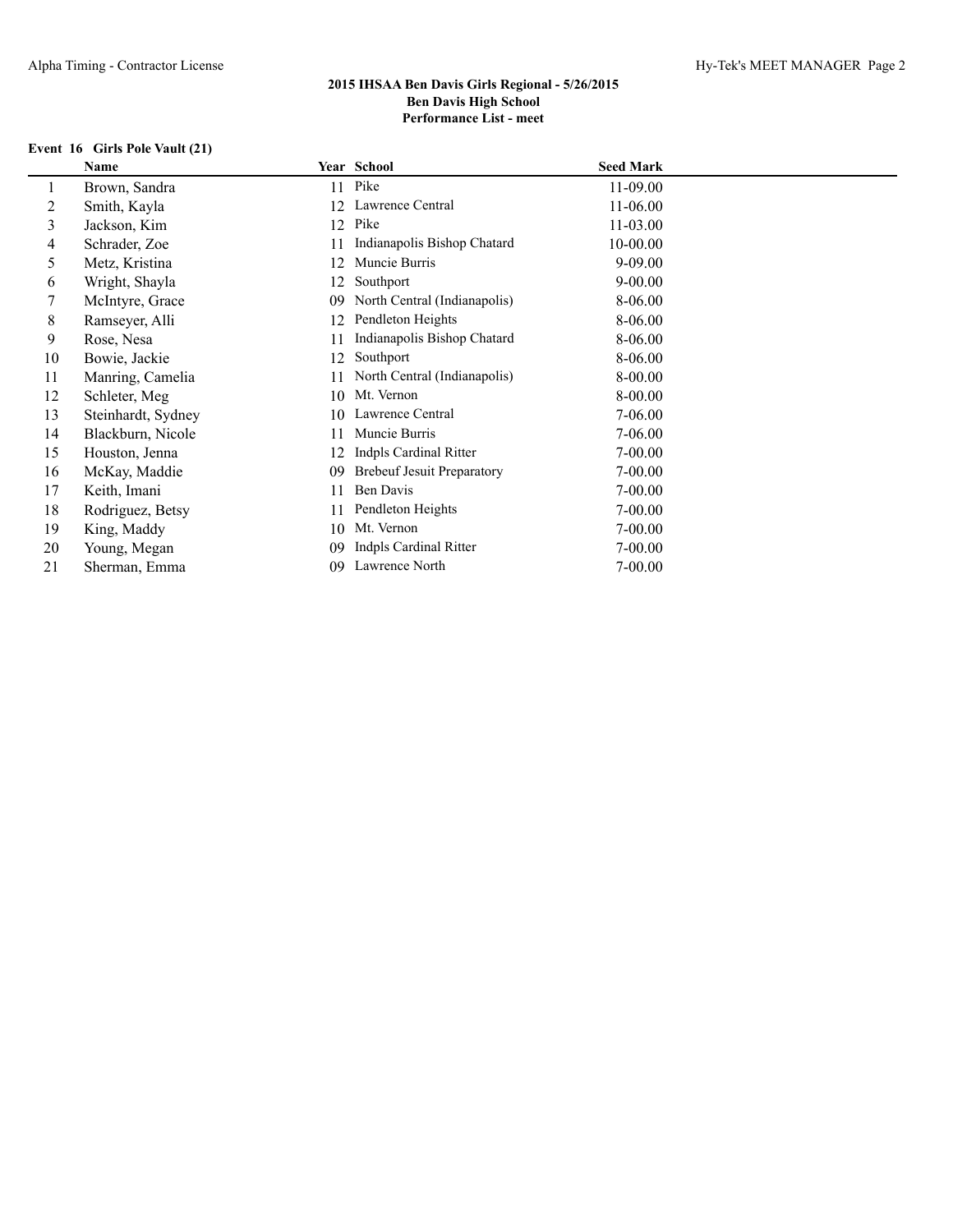## 2015 IHSAA Ben Davis Girls Regional - 5/26/2015
## Ben Davis High School
## Performance List - meet

### Event 16 Girls Pole Vault (21)

| | Name | Year | School | Seed Mark |
|---|---|---|---|---|
| 1 | Brown, Sandra | 11 | Pike | 11-09.00 |
| 2 | Smith, Kayla | 12 | Lawrence Central | 11-06.00 |
| 3 | Jackson, Kim | 12 | Pike | 11-03.00 |
| 4 | Schrader, Zoe | 11 | Indianapolis Bishop Chatard | 10-00.00 |
| 5 | Metz, Kristina | 12 | Muncie Burris | 9-09.00 |
| 6 | Wright, Shayla | 12 | Southport | 9-00.00 |
| 7 | McIntyre, Grace | 09 | North Central (Indianapolis) | 8-06.00 |
| 8 | Ramseyer, Alli | 12 | Pendleton Heights | 8-06.00 |
| 9 | Rose, Nesa | 11 | Indianapolis Bishop Chatard | 8-06.00 |
| 10 | Bowie, Jackie | 12 | Southport | 8-06.00 |
| 11 | Manring, Camelia | 11 | North Central (Indianapolis) | 8-00.00 |
| 12 | Schleter, Meg | 10 | Mt. Vernon | 8-00.00 |
| 13 | Steinhardt, Sydney | 10 | Lawrence Central | 7-06.00 |
| 14 | Blackburn, Nicole | 11 | Muncie Burris | 7-06.00 |
| 15 | Houston, Jenna | 12 | Indpls Cardinal Ritter | 7-00.00 |
| 16 | McKay, Maddie | 09 | Brebeuf Jesuit Preparatory | 7-00.00 |
| 17 | Keith, Imani | 11 | Ben Davis | 7-00.00 |
| 18 | Rodriguez, Betsy | 11 | Pendleton Heights | 7-00.00 |
| 19 | King, Maddy | 10 | Mt. Vernon | 7-00.00 |
| 20 | Young, Megan | 09 | Indpls Cardinal Ritter | 7-00.00 |
| 21 | Sherman, Emma | 09 | Lawrence North | 7-00.00 |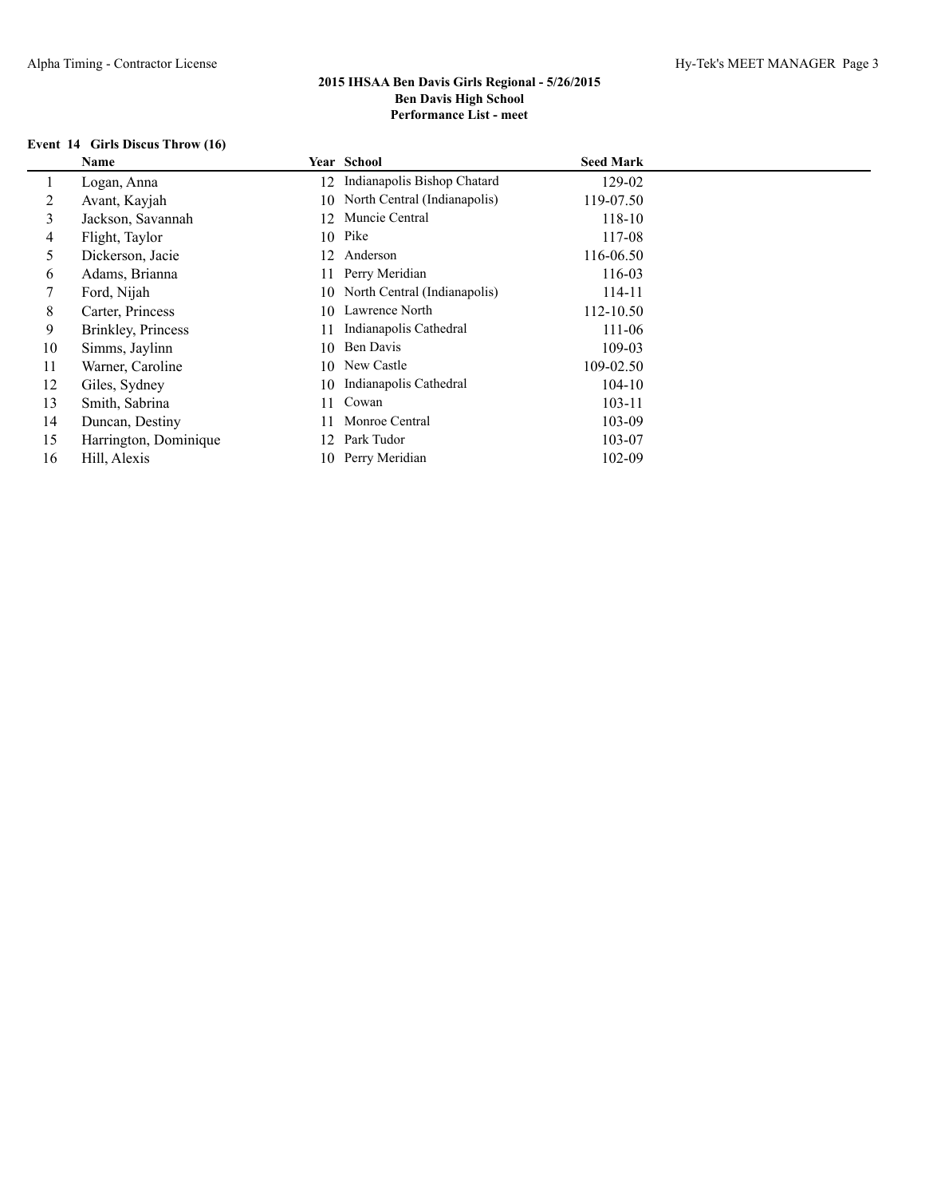**2015 IHSAA Ben Davis Girls Regional - 5/26/2015**
**Ben Davis High School**
**Performance List - meet**

### Event 14 Girls Discus Throw (16)

| | Name | Year | School | Seed Mark |
|---|---|---|---|---|
| 1 | Logan, Anna | 12 | Indianapolis Bishop Chatard | 129-02 |
| 2 | Avant, Kayjah | 10 | North Central (Indianapolis) | 119-07.50 |
| 3 | Jackson, Savannah | 12 | Muncie Central | 118-10 |
| 4 | Flight, Taylor | 10 | Pike | 117-08 |
| 5 | Dickerson, Jacie | 12 | Anderson | 116-06.50 |
| 6 | Adams, Brianna | 11 | Perry Meridian | 116-03 |
| 7 | Ford, Nijah | 10 | North Central (Indianapolis) | 114-11 |
| 8 | Carter, Princess | 10 | Lawrence North | 112-10.50 |
| 9 | Brinkley, Princess | 11 | Indianapolis Cathedral | 111-06 |
| 10 | Simms, Jaylinn | 10 | Ben Davis | 109-03 |
| 11 | Warner, Caroline | 10 | New Castle | 109-02.50 |
| 12 | Giles, Sydney | 10 | Indianapolis Cathedral | 104-10 |
| 13 | Smith, Sabrina | 11 | Cowan | 103-11 |
| 14 | Duncan, Destiny | 11 | Monroe Central | 103-09 |
| 15 | Harrington, Dominique | 12 | Park Tudor | 103-07 |
| 16 | Hill, Alexis | 10 | Perry Meridian | 102-09 |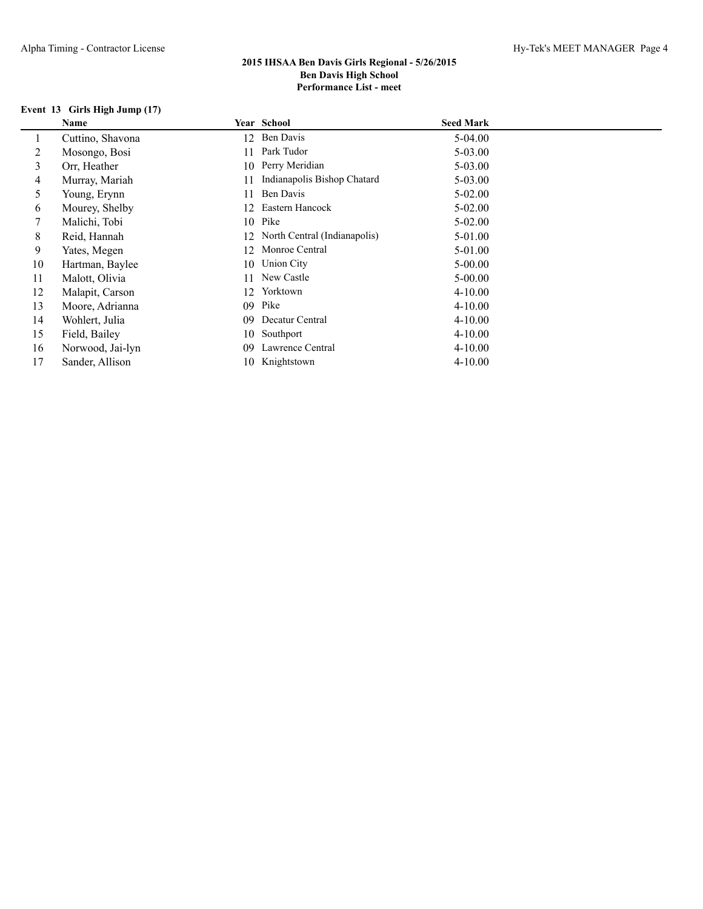## 2015 IHSAA Ben Davis Girls Regional - 5/26/2015
**Ben Davis High School**
**Performance List - meet**

### Event 13 Girls High Jump (17)

| | Name | Year | School | Seed Mark |
|---|---|---|---|---|
| 1 | Cuttino, Shavona | 12 | Ben Davis | 5-04.00 |
| 2 | Mosongo, Bosi | 11 | Park Tudor | 5-03.00 |
| 3 | Orr, Heather | 10 | Perry Meridian | 5-03.00 |
| 4 | Murray, Mariah | 11 | Indianapolis Bishop Chatard | 5-03.00 |
| 5 | Young, Erynn | 11 | Ben Davis | 5-02.00 |
| 6 | Mourey, Shelby | 12 | Eastern Hancock | 5-02.00 |
| 7 | Malichi, Tobi | 10 | Pike | 5-02.00 |
| 8 | Reid, Hannah | 12 | North Central (Indianapolis) | 5-01.00 |
| 9 | Yates, Megen | 12 | Monroe Central | 5-01.00 |
| 10 | Hartman, Baylee | 10 | Union City | 5-00.00 |
| 11 | Malott, Olivia | 11 | New Castle | 5-00.00 |
| 12 | Malapit, Carson | 12 | Yorktown | 4-10.00 |
| 13 | Moore, Adrianna | 09 | Pike | 4-10.00 |
| 14 | Wohlert, Julia | 09 | Decatur Central | 4-10.00 |
| 15 | Field, Bailey | 10 | Southport | 4-10.00 |
| 16 | Norwood, Jai-lyn | 09 | Lawrence Central | 4-10.00 |
| 17 | Sander, Allison | 10 | Knightstown | 4-10.00 |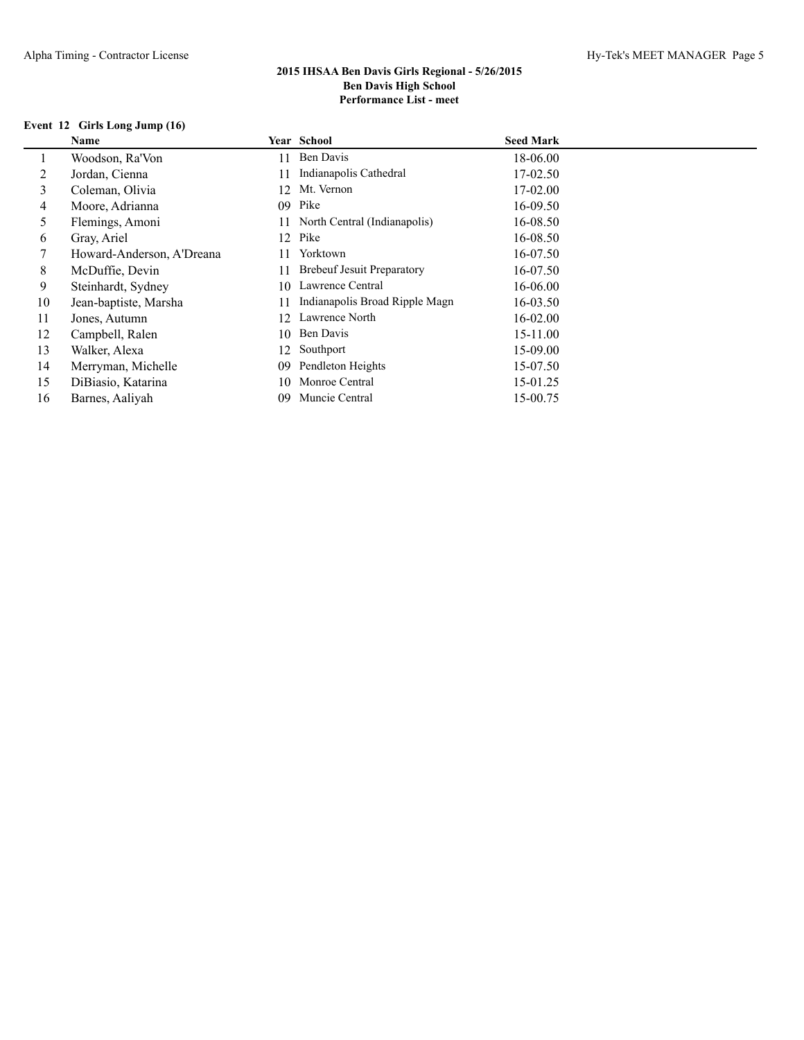## 2015 IHSAA Ben Davis Girls Regional - 5/26/2015
## Ben Davis High School
## Performance List - meet

### Event 12 Girls Long Jump (16)

| | Name | Year | School | Seed Mark |
|---|---|---|---|---|
| 1 | Woodson, Ra'Von | 11 | Ben Davis | 18-06.00 |
| 2 | Jordan, Cienna | 11 | Indianapolis Cathedral | 17-02.50 |
| 3 | Coleman, Olivia | 12 | Mt. Vernon | 17-02.00 |
| 4 | Moore, Adrianna | 09 | Pike | 16-09.50 |
| 5 | Flemings, Amoni | 11 | North Central (Indianapolis) | 16-08.50 |
| 6 | Gray, Ariel | 12 | Pike | 16-08.50 |
| 7 | Howard-Anderson, A'Dreana | 11 | Yorktown | 16-07.50 |
| 8 | McDuffie, Devin | 11 | Brebeuf Jesuit Preparatory | 16-07.50 |
| 9 | Steinhardt, Sydney | 10 | Lawrence Central | 16-06.00 |
| 10 | Jean-baptiste, Marsha | 11 | Indianapolis Broad Ripple Magn | 16-03.50 |
| 11 | Jones, Autumn | 12 | Lawrence North | 16-02.00 |
| 12 | Campbell, Ralen | 10 | Ben Davis | 15-11.00 |
| 13 | Walker, Alexa | 12 | Southport | 15-09.00 |
| 14 | Merryman, Michelle | 09 | Pendleton Heights | 15-07.50 |
| 15 | DiBiasio, Katarina | 10 | Monroe Central | 15-01.25 |
| 16 | Barnes, Aaliyah | 09 | Muncie Central | 15-00.75 |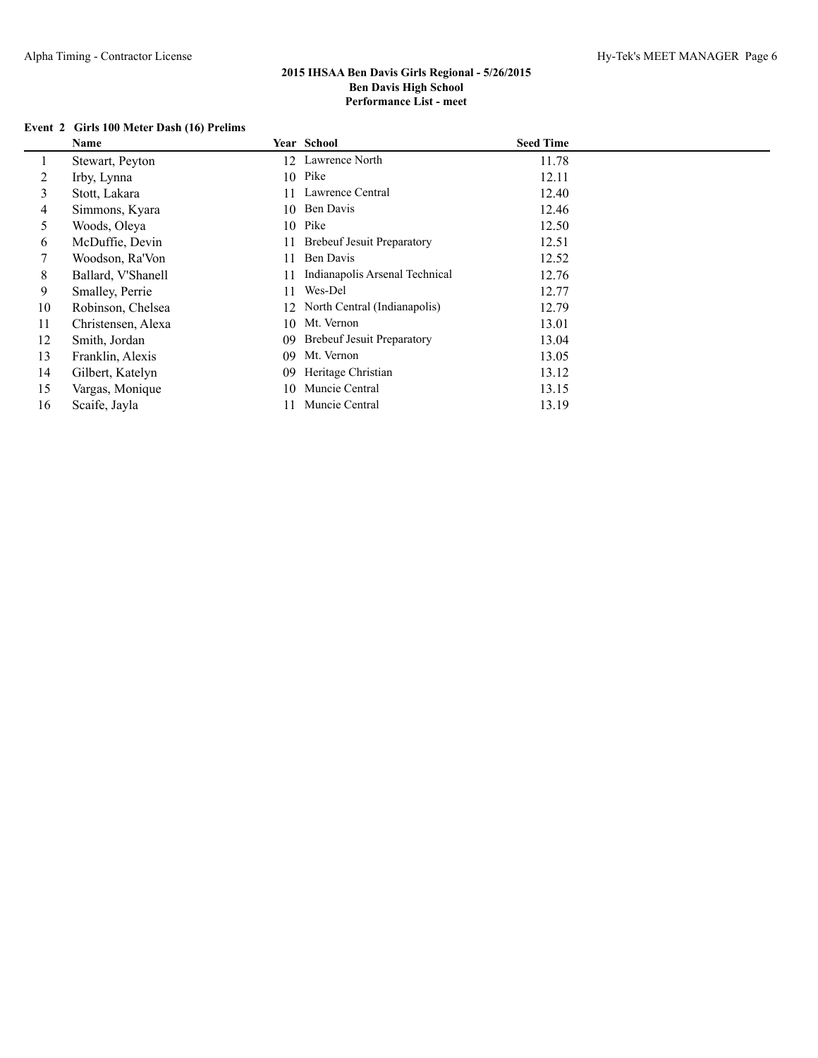## 2015 IHSAA Ben Davis Girls Regional - 5/26/2015
## Ben Davis High School
## Performance List - meet

### Event 2 Girls 100 Meter Dash (16) Prelims

| | Name | Year | School | Seed Time |
|---|---|---|---|---|
| 1 | Stewart, Peyton | 12 | Lawrence North | 11.78 |
| 2 | Irby, Lynna | 10 | Pike | 12.11 |
| 3 | Stott, Lakara | 11 | Lawrence Central | 12.40 |
| 4 | Simmons, Kyara | 10 | Ben Davis | 12.46 |
| 5 | Woods, Oleya | 10 | Pike | 12.50 |
| 6 | McDuffie, Devin | 11 | Brebeuf Jesuit Preparatory | 12.51 |
| 7 | Woodson, Ra'Von | 11 | Ben Davis | 12.52 |
| 8 | Ballard, V'Shanell | 11 | Indianapolis Arsenal Technical | 12.76 |
| 9 | Smalley, Perrie | 11 | Wes-Del | 12.77 |
| 10 | Robinson, Chelsea | 12 | North Central (Indianapolis) | 12.79 |
| 11 | Christensen, Alexa | 10 | Mt. Vernon | 13.01 |
| 12 | Smith, Jordan | 09 | Brebeuf Jesuit Preparatory | 13.04 |
| 13 | Franklin, Alexis | 09 | Mt. Vernon | 13.05 |
| 14 | Gilbert, Katelyn | 09 | Heritage Christian | 13.12 |
| 15 | Vargas, Monique | 10 | Muncie Central | 13.15 |
| 16 | Scaife, Jayla | 11 | Muncie Central | 13.19 |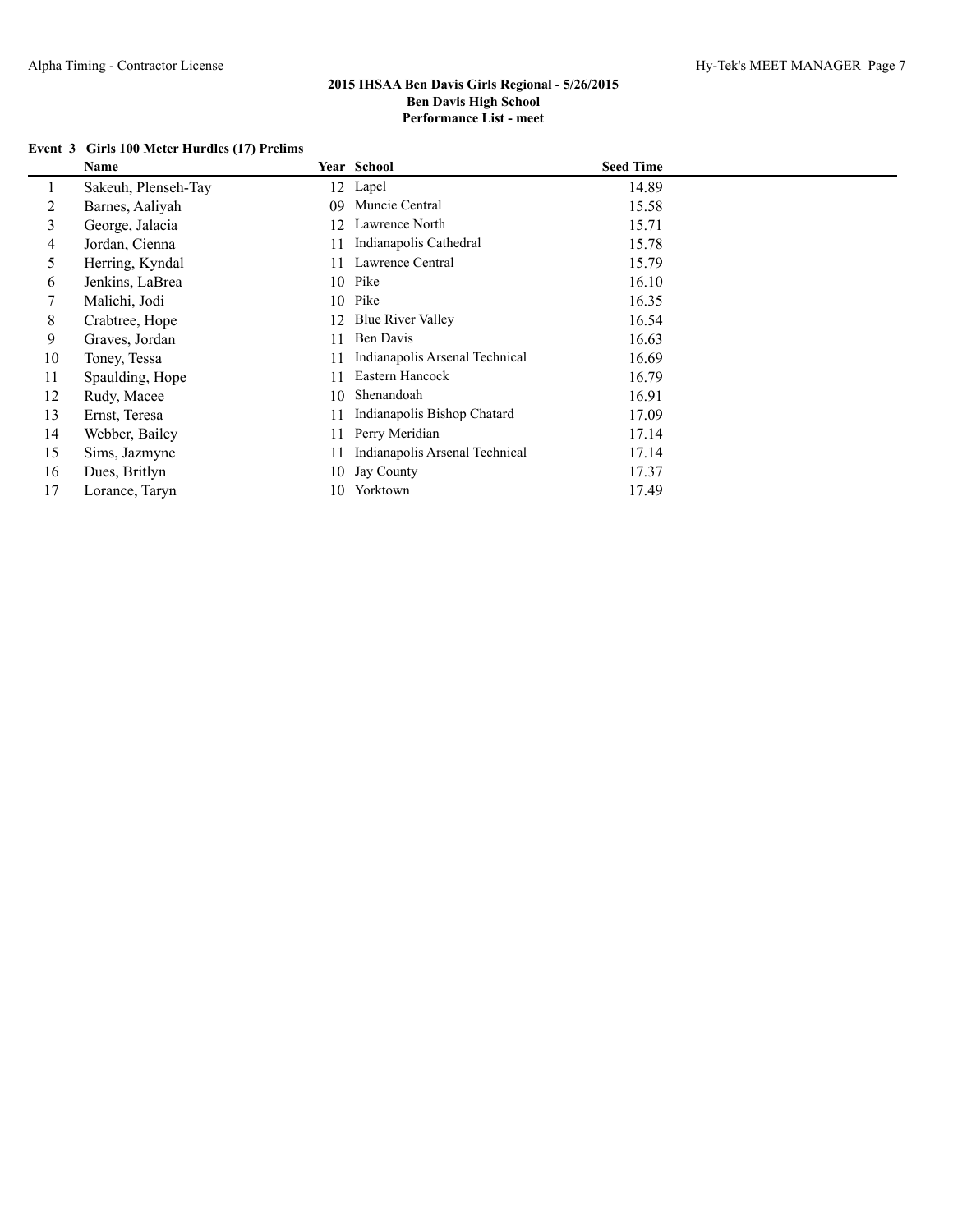## 2015 IHSAA Ben Davis Girls Regional - 5/26/2015
## Ben Davis High School
## Performance List - meet

### Event 3 Girls 100 Meter Hurdles (17) Prelims

| | Name | Year | School | Seed Time |
|---|---|---|---|---|
| 1 | Sakeuh, Plenseh-Tay | 12 | Lapel | 14.89 |
| 2 | Barnes, Aaliyah | 09 | Muncie Central | 15.58 |
| 3 | George, Jalacia | 12 | Lawrence North | 15.71 |
| 4 | Jordan, Cienna | 11 | Indianapolis Cathedral | 15.78 |
| 5 | Herring, Kyndal | 11 | Lawrence Central | 15.79 |
| 6 | Jenkins, LaBrea | 10 | Pike | 16.10 |
| 7 | Malichi, Jodi | 10 | Pike | 16.35 |
| 8 | Crabtree, Hope | 12 | Blue River Valley | 16.54 |
| 9 | Graves, Jordan | 11 | Ben Davis | 16.63 |
| 10 | Toney, Tessa | 11 | Indianapolis Arsenal Technical | 16.69 |
| 11 | Spaulding, Hope | 11 | Eastern Hancock | 16.79 |
| 12 | Rudy, Macee | 10 | Shenandoah | 16.91 |
| 13 | Ernst, Teresa | 11 | Indianapolis Bishop Chatard | 17.09 |
| 14 | Webber, Bailey | 11 | Perry Meridian | 17.14 |
| 15 | Sims, Jazmyne | 11 | Indianapolis Arsenal Technical | 17.14 |
| 16 | Dues, Britlyn | 10 | Jay County | 17.37 |
| 17 | Lorance, Taryn | 10 | Yorktown | 17.49 |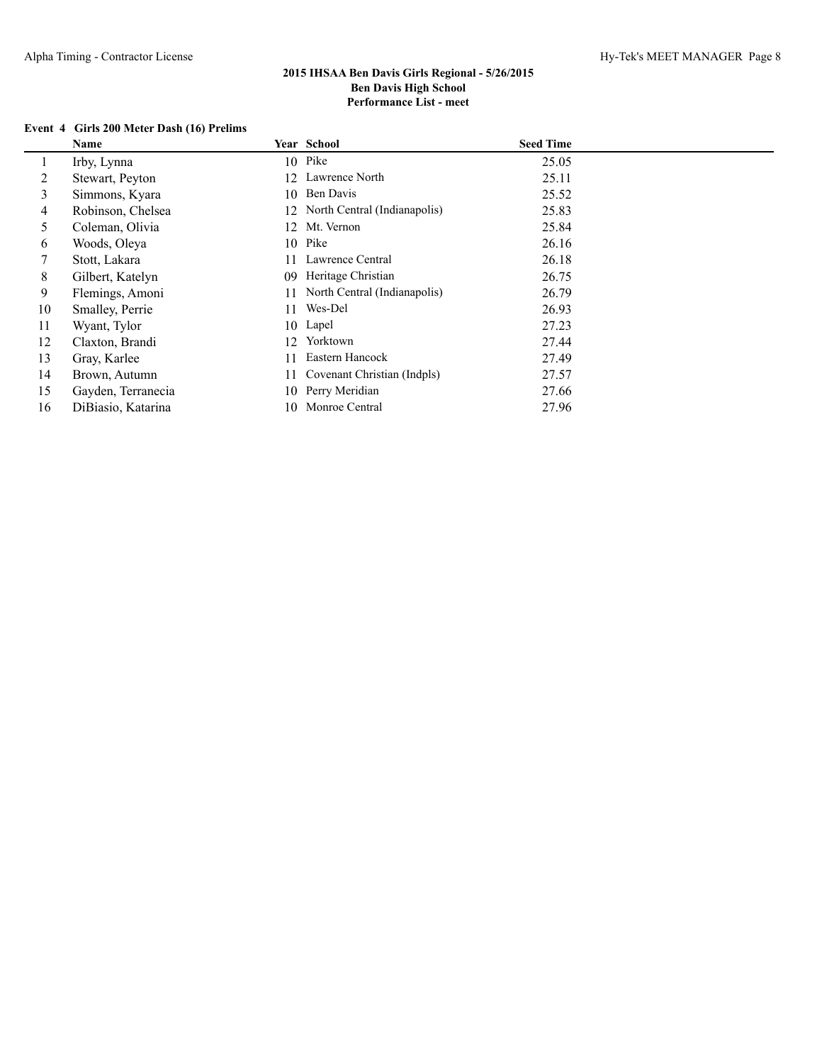**2015 IHSAA Ben Davis Girls Regional - 5/26/2015**
**Ben Davis High School**
**Performance List - meet**

### Event 4 Girls 200 Meter Dash (16) Prelims

| | Name | Year | School | Seed Time |
|---|---|---|---|---|
| 1 | Irby, Lynna | 10 | Pike | 25.05 |
| 2 | Stewart, Peyton | 12 | Lawrence North | 25.11 |
| 3 | Simmons, Kyara | 10 | Ben Davis | 25.52 |
| 4 | Robinson, Chelsea | 12 | North Central (Indianapolis) | 25.83 |
| 5 | Coleman, Olivia | 12 | Mt. Vernon | 25.84 |
| 6 | Woods, Oleya | 10 | Pike | 26.16 |
| 7 | Stott, Lakara | 11 | Lawrence Central | 26.18 |
| 8 | Gilbert, Katelyn | 09 | Heritage Christian | 26.75 |
| 9 | Flemings, Amoni | 11 | North Central (Indianapolis) | 26.79 |
| 10 | Smalley, Perrie | 11 | Wes-Del | 26.93 |
| 11 | Wyant, Tylor | 10 | Lapel | 27.23 |
| 12 | Claxton, Brandi | 12 | Yorktown | 27.44 |
| 13 | Gray, Karlee | 11 | Eastern Hancock | 27.49 |
| 14 | Brown, Autumn | 11 | Covenant Christian (Indpls) | 27.57 |
| 15 | Gayden, Terranecia | 10 | Perry Meridian | 27.66 |
| 16 | DiBiasio, Katarina | 10 | Monroe Central | 27.96 |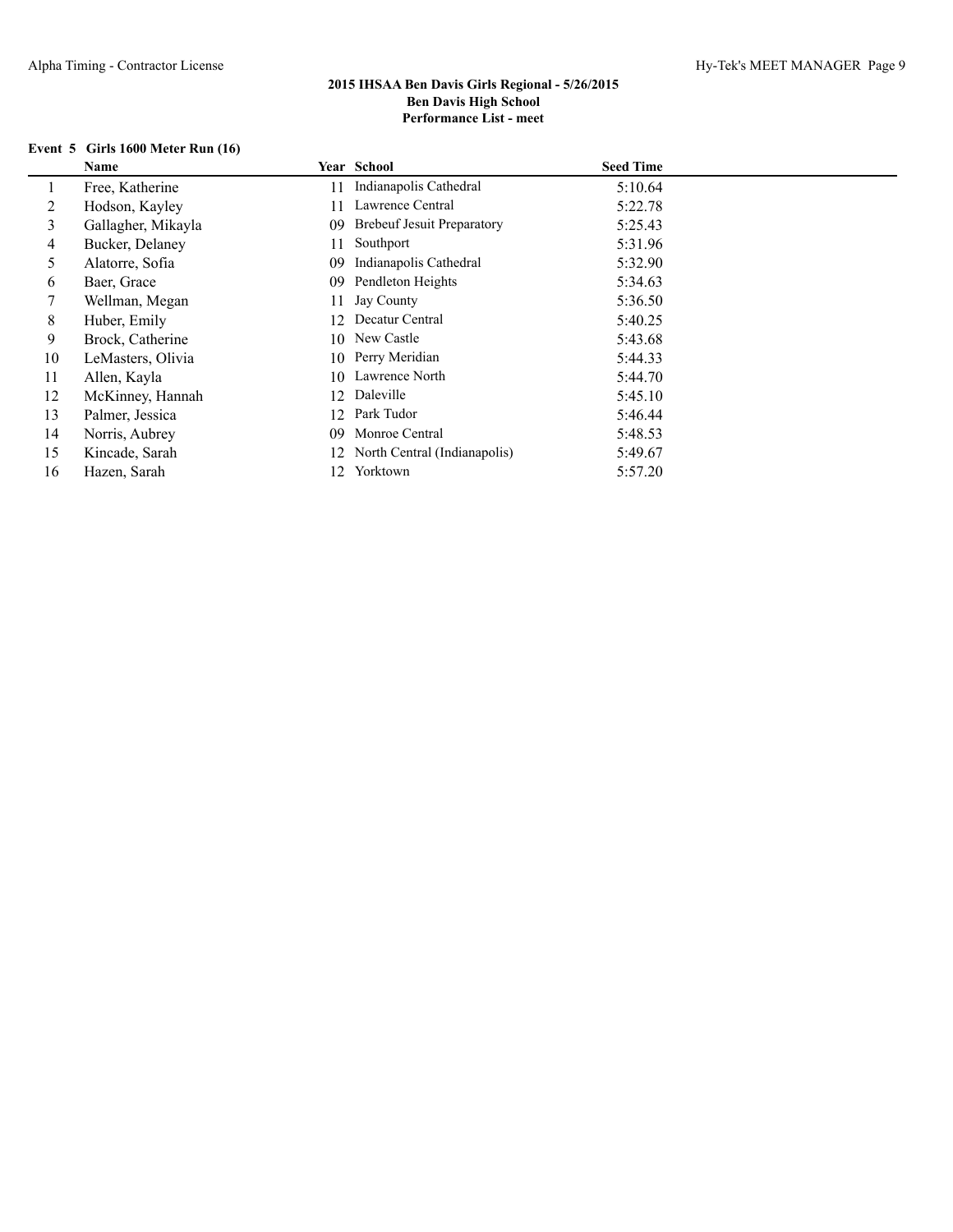## 2015 IHSAA Ben Davis Girls Regional - 5/26/2015
### Ben Davis High School
### Performance List - meet

**Event 5 Girls 1600 Meter Run (16)**

| | Name | Year | School | Seed Time |
|---|---|---|---|---|
| 1 | Free, Katherine | 11 | Indianapolis Cathedral | 5:10.64 |
| 2 | Hodson, Kayley | 11 | Lawrence Central | 5:22.78 |
| 3 | Gallagher, Mikayla | 09 | Brebeuf Jesuit Preparatory | 5:25.43 |
| 4 | Bucker, Delaney | 11 | Southport | 5:31.96 |
| 5 | Alatorre, Sofia | 09 | Indianapolis Cathedral | 5:32.90 |
| 6 | Baer, Grace | 09 | Pendleton Heights | 5:34.63 |
| 7 | Wellman, Megan | 11 | Jay County | 5:36.50 |
| 8 | Huber, Emily | 12 | Decatur Central | 5:40.25 |
| 9 | Brock, Catherine | 10 | New Castle | 5:43.68 |
| 10 | LeMasters, Olivia | 10 | Perry Meridian | 5:44.33 |
| 11 | Allen, Kayla | 10 | Lawrence North | 5:44.70 |
| 12 | McKinney, Hannah | 12 | Daleville | 5:45.10 |
| 13 | Palmer, Jessica | 12 | Park Tudor | 5:46.44 |
| 14 | Norris, Aubrey | 09 | Monroe Central | 5:48.53 |
| 15 | Kincade, Sarah | 12 | North Central (Indianapolis) | 5:49.67 |
| 16 | Hazen, Sarah | 12 | Yorktown | 5:57.20 |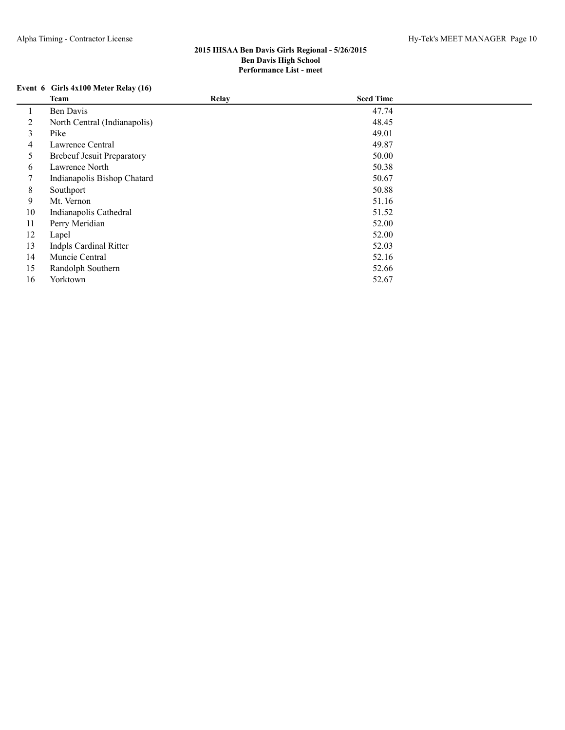**2015 IHSAA Ben Davis Girls Regional - 5/26/2015**
**Ben Davis High School**
**Performance List - meet**

**Event 6 Girls 4x100 Meter Relay (16)**

| | Team | Relay | Seed Time |
|---|---|---|---|
| 1 | Ben Davis | | 47.74 |
| 2 | North Central (Indianapolis) | | 48.45 |
| 3 | Pike | | 49.01 |
| 4 | Lawrence Central | | 49.87 |
| 5 | Brebeuf Jesuit Preparatory | | 50.00 |
| 6 | Lawrence North | | 50.38 |
| 7 | Indianapolis Bishop Chatard | | 50.67 |
| 8 | Southport | | 50.88 |
| 9 | Mt. Vernon | | 51.16 |
| 10 | Indianapolis Cathedral | | 51.52 |
| 11 | Perry Meridian | | 52.00 |
| 12 | Lapel | | 52.00 |
| 13 | Indpls Cardinal Ritter | | 52.03 |
| 14 | Muncie Central | | 52.16 |
| 15 | Randolph Southern | | 52.66 |
| 16 | Yorktown | | 52.67 |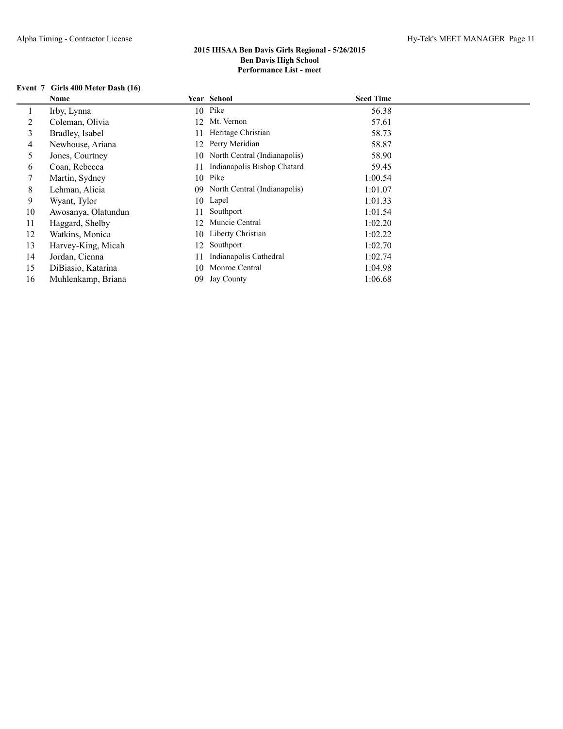# 2015 IHSAA Ben Davis Girls Regional - 5/26/2015

**Ben Davis High School**

**Performance List - meet**

### Event 7 Girls 400 Meter Dash (16)

| | Name | Year | School | Seed Time |
|---|---|---|---|---|
| 1 | Irby, Lynna | 10 | Pike | 56.38 |
| 2 | Coleman, Olivia | 12 | Mt. Vernon | 57.61 |
| 3 | Bradley, Isabel | 11 | Heritage Christian | 58.73 |
| 4 | Newhouse, Ariana | 12 | Perry Meridian | 58.87 |
| 5 | Jones, Courtney | 10 | North Central (Indianapolis) | 58.90 |
| 6 | Coan, Rebecca | 11 | Indianapolis Bishop Chatard | 59.45 |
| 7 | Martin, Sydney | 10 | Pike | 1:00.54 |
| 8 | Lehman, Alicia | 09 | North Central (Indianapolis) | 1:01.07 |
| 9 | Wyant, Tylor | 10 | Lapel | 1:01.33 |
| 10 | Awosanya, Olatundun | 11 | Southport | 1:01.54 |
| 11 | Haggard, Shelby | 12 | Muncie Central | 1:02.20 |
| 12 | Watkins, Monica | 10 | Liberty Christian | 1:02.22 |
| 13 | Harvey-King, Micah | 12 | Southport | 1:02.70 |
| 14 | Jordan, Cienna | 11 | Indianapolis Cathedral | 1:02.74 |
| 15 | DiBiasio, Katarina | 10 | Monroe Central | 1:04.98 |
| 16 | Muhlenkamp, Briana | 09 | Jay County | 1:06.68 |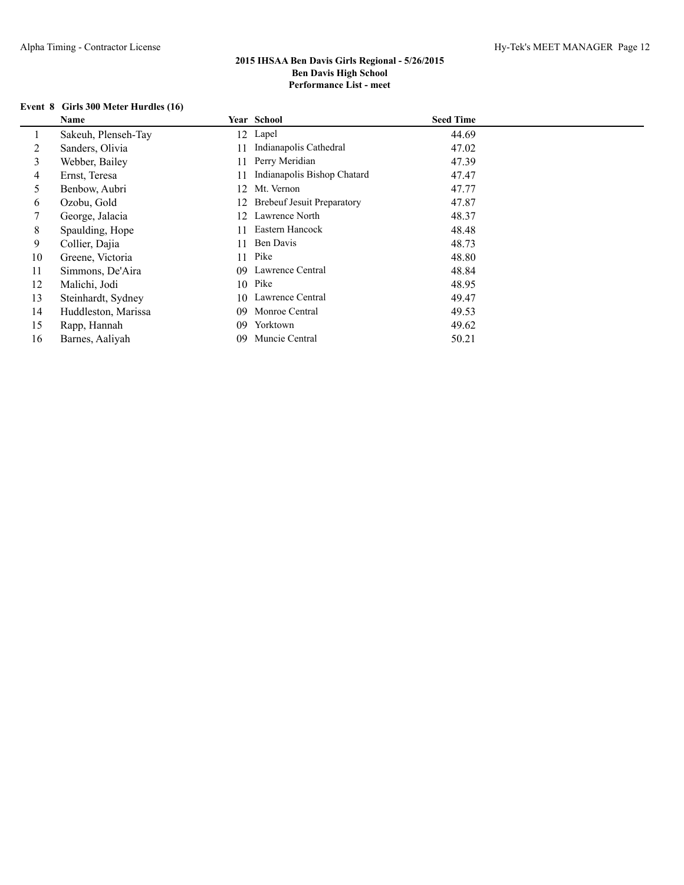## 2015 IHSAA Ben Davis Girls Regional - 5/26/2015
## Ben Davis High School
## Performance List - meet

### Event 8 Girls 300 Meter Hurdles (16)

| | Name | Year | School | Seed Time |
|---|---|---|---|---|
| 1 | Sakeuh, Plenseh-Tay | 12 | Lapel | 44.69 |
| 2 | Sanders, Olivia | 11 | Indianapolis Cathedral | 47.02 |
| 3 | Webber, Bailey | 11 | Perry Meridian | 47.39 |
| 4 | Ernst, Teresa | 11 | Indianapolis Bishop Chatard | 47.47 |
| 5 | Benbow, Aubri | 12 | Mt. Vernon | 47.77 |
| 6 | Ozobu, Gold | 12 | Brebeuf Jesuit Preparatory | 47.87 |
| 7 | George, Jalacia | 12 | Lawrence North | 48.37 |
| 8 | Spaulding, Hope | 11 | Eastern Hancock | 48.48 |
| 9 | Collier, Dajia | 11 | Ben Davis | 48.73 |
| 10 | Greene, Victoria | 11 | Pike | 48.80 |
| 11 | Simmons, De'Aira | 09 | Lawrence Central | 48.84 |
| 12 | Malichi, Jodi | 10 | Pike | 48.95 |
| 13 | Steinhardt, Sydney | 10 | Lawrence Central | 49.47 |
| 14 | Huddleston, Marissa | 09 | Monroe Central | 49.53 |
| 15 | Rapp, Hannah | 09 | Yorktown | 49.62 |
| 16 | Barnes, Aaliyah | 09 | Muncie Central | 50.21 |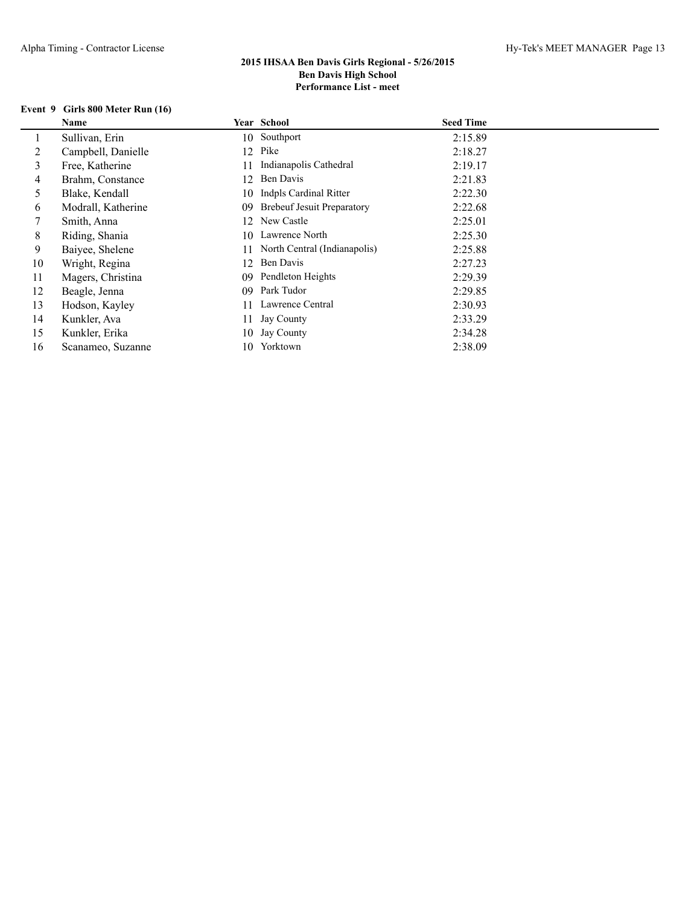## 2015 IHSAA Ben Davis Girls Regional - 5/26/2015
### Ben Davis High School
### Performance List - meet

**Event 9 Girls 800 Meter Run (16)**

| | Name | Year | School | Seed Time |
|---|---|---|---|---|
| 1 | Sullivan, Erin | 10 | Southport | 2:15.89 |
| 2 | Campbell, Danielle | 12 | Pike | 2:18.27 |
| 3 | Free, Katherine | 11 | Indianapolis Cathedral | 2:19.17 |
| 4 | Brahm, Constance | 12 | Ben Davis | 2:21.83 |
| 5 | Blake, Kendall | 10 | Indpls Cardinal Ritter | 2:22.30 |
| 6 | Modrall, Katherine | 09 | Brebeuf Jesuit Preparatory | 2:22.68 |
| 7 | Smith, Anna | 12 | New Castle | 2:25.01 |
| 8 | Riding, Shania | 10 | Lawrence North | 2:25.30 |
| 9 | Baiyee, Shelene | 11 | North Central (Indianapolis) | 2:25.88 |
| 10 | Wright, Regina | 12 | Ben Davis | 2:27.23 |
| 11 | Magers, Christina | 09 | Pendleton Heights | 2:29.39 |
| 12 | Beagle, Jenna | 09 | Park Tudor | 2:29.85 |
| 13 | Hodson, Kayley | 11 | Lawrence Central | 2:30.93 |
| 14 | Kunkler, Ava | 11 | Jay County | 2:33.29 |
| 15 | Kunkler, Erika | 10 | Jay County | 2:34.28 |
| 16 | Scanameo, Suzanne | 10 | Yorktown | 2:38.09 |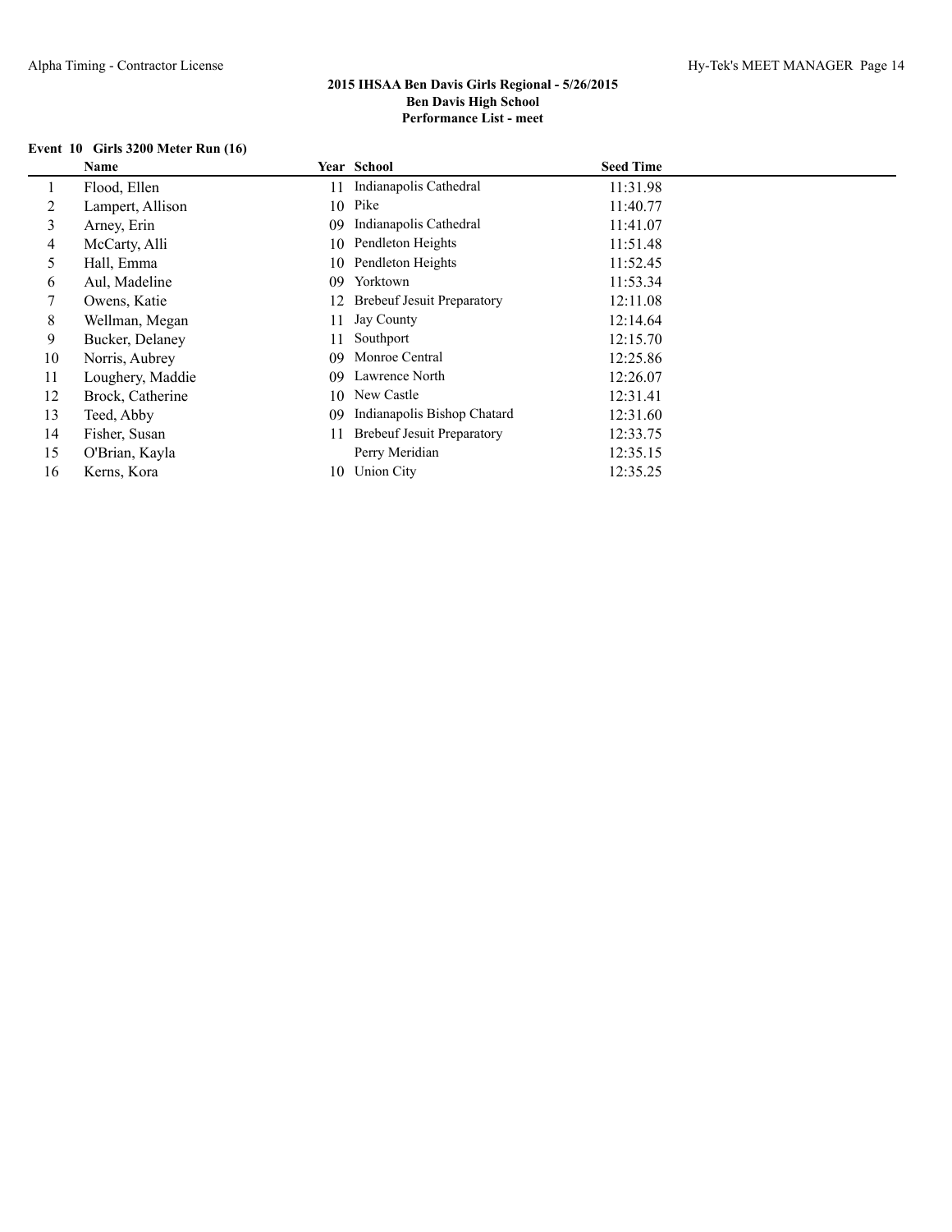**2015 IHSAA Ben Davis Girls Regional - 5/26/2015**
**Ben Davis High School**
**Performance List - meet**

**Event 10 Girls 3200 Meter Run (16)**

| | Name | Year | School | Seed Time |
|---|---|---|---|---|
| 1 | Flood, Ellen | 11 | Indianapolis Cathedral | 11:31.98 |
| 2 | Lampert, Allison | 10 | Pike | 11:40.77 |
| 3 | Arney, Erin | 09 | Indianapolis Cathedral | 11:41.07 |
| 4 | McCarty, Alli | 10 | Pendleton Heights | 11:51.48 |
| 5 | Hall, Emma | 10 | Pendleton Heights | 11:52.45 |
| 6 | Aul, Madeline | 09 | Yorktown | 11:53.34 |
| 7 | Owens, Katie | 12 | Brebeuf Jesuit Preparatory | 12:11.08 |
| 8 | Wellman, Megan | 11 | Jay County | 12:14.64 |
| 9 | Bucker, Delaney | 11 | Southport | 12:15.70 |
| 10 | Norris, Aubrey | 09 | Monroe Central | 12:25.86 |
| 11 | Loughery, Maddie | 09 | Lawrence North | 12:26.07 |
| 12 | Brock, Catherine | 10 | New Castle | 12:31.41 |
| 13 | Teed, Abby | 09 | Indianapolis Bishop Chatard | 12:31.60 |
| 14 | Fisher, Susan | 11 | Brebeuf Jesuit Preparatory | 12:33.75 |
| 15 | O'Brian, Kayla | | Perry Meridian | 12:35.15 |
| 16 | Kerns, Kora | 10 | Union City | 12:35.25 |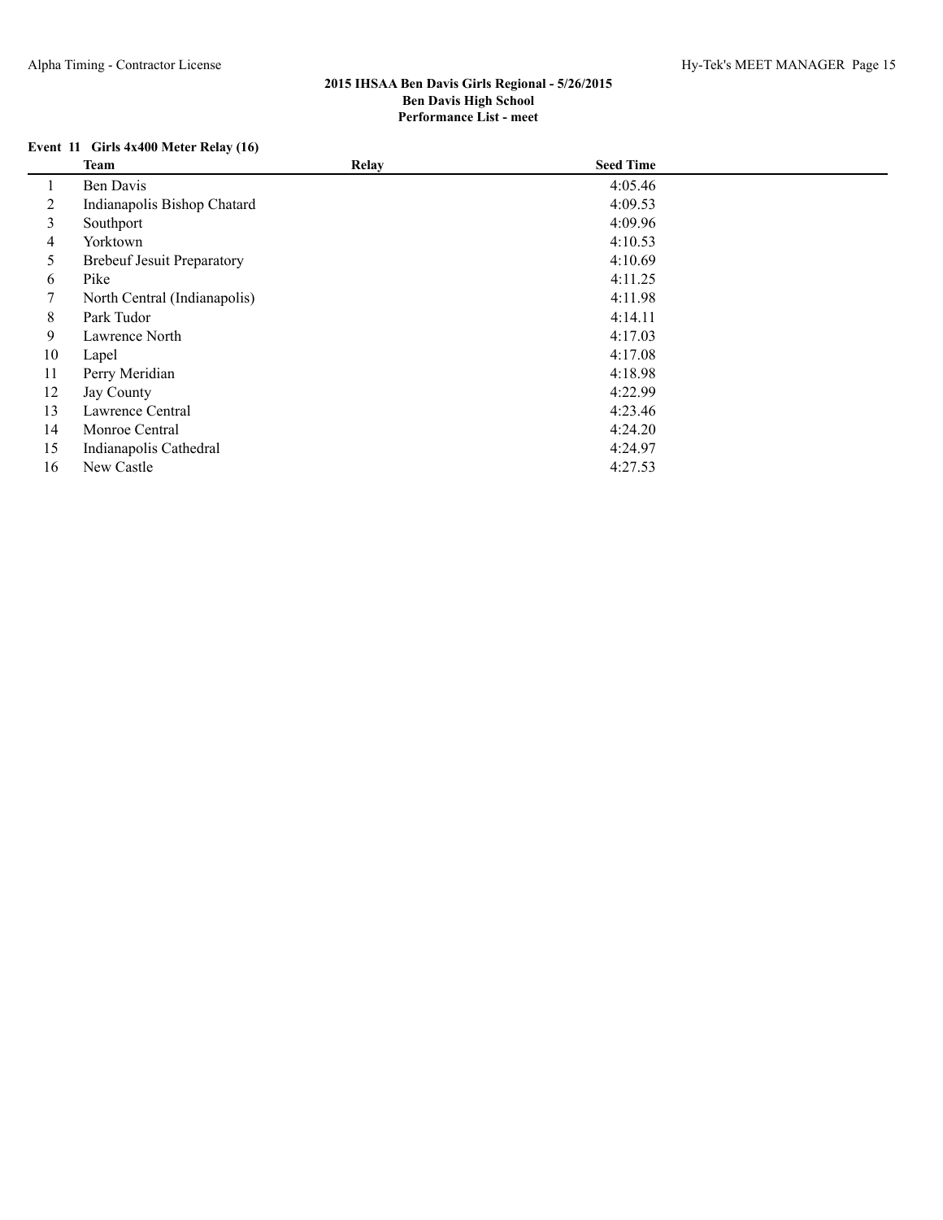**2015 IHSAA Ben Davis Girls Regional - 5/26/2015**
**Ben Davis High School**
**Performance List - meet**

**Event 11 Girls 4x400 Meter Relay (16)**

| | Team | Relay | Seed Time |
|---|---|---|---|
| 1 | Ben Davis | | 4:05.46 |
| 2 | Indianapolis Bishop Chatard | | 4:09.53 |
| 3 | Southport | | 4:09.96 |
| 4 | Yorktown | | 4:10.53 |
| 5 | Brebeuf Jesuit Preparatory | | 4:10.69 |
| 6 | Pike | | 4:11.25 |
| 7 | North Central (Indianapolis) | | 4:11.98 |
| 8 | Park Tudor | | 4:14.11 |
| 9 | Lawrence North | | 4:17.03 |
| 10 | Lapel | | 4:17.08 |
| 11 | Perry Meridian | | 4:18.98 |
| 12 | Jay County | | 4:22.99 |
| 13 | Lawrence Central | | 4:23.46 |
| 14 | Monroe Central | | 4:24.20 |
| 15 | Indianapolis Cathedral | | 4:24.97 |
| 16 | New Castle | | 4:27.53 |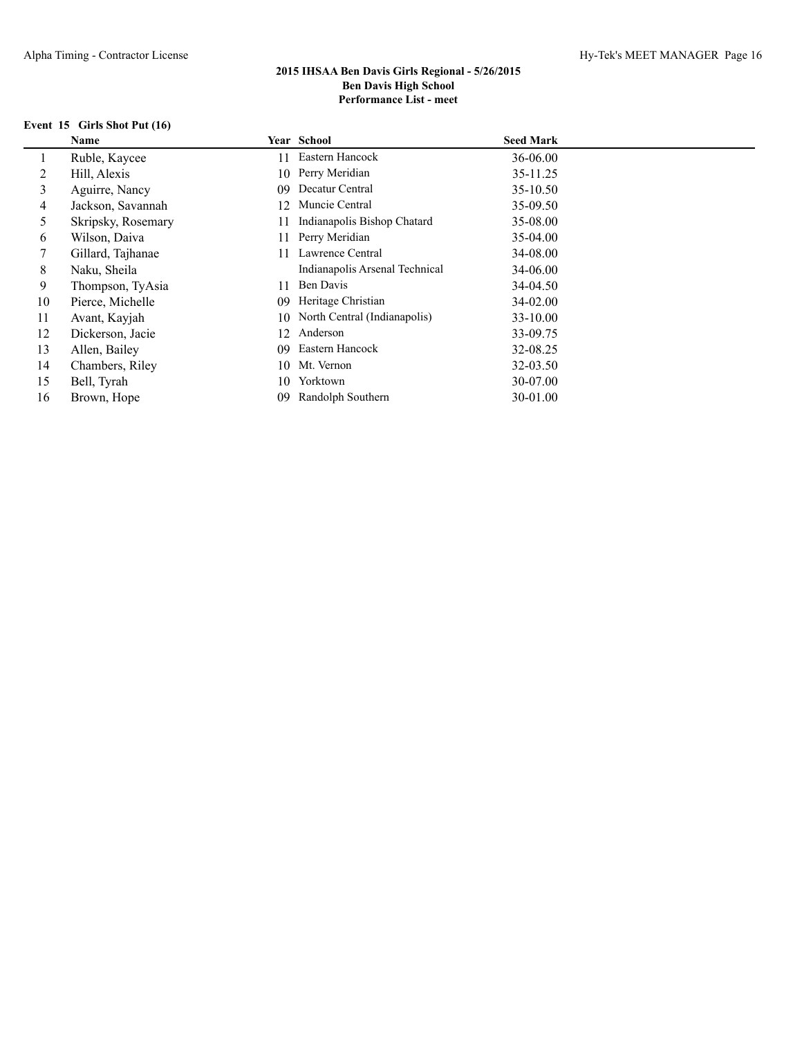**2015 IHSAA Ben Davis Girls Regional - 5/26/2015**
**Ben Davis High School**
**Performance List - meet**

**Event 15 Girls Shot Put (16)**

| | Name | Year | School | Seed Mark |
|---|---|---|---|---|
| 1 | Ruble, Kaycee | 11 | Eastern Hancock | 36-06.00 |
| 2 | Hill, Alexis | 10 | Perry Meridian | 35-11.25 |
| 3 | Aguirre, Nancy | 09 | Decatur Central | 35-10.50 |
| 4 | Jackson, Savannah | 12 | Muncie Central | 35-09.50 |
| 5 | Skripsky, Rosemary | 11 | Indianapolis Bishop Chatard | 35-08.00 |
| 6 | Wilson, Daiva | 11 | Perry Meridian | 35-04.00 |
| 7 | Gillard, Tajhanae | 11 | Lawrence Central | 34-08.00 |
| 8 | Naku, Sheila | | Indianapolis Arsenal Technical | 34-06.00 |
| 9 | Thompson, TyAsia | 11 | Ben Davis | 34-04.50 |
| 10 | Pierce, Michelle | 09 | Heritage Christian | 34-02.00 |
| 11 | Avant, Kayjah | 10 | North Central (Indianapolis) | 33-10.00 |
| 12 | Dickerson, Jacie | 12 | Anderson | 33-09.75 |
| 13 | Allen, Bailey | 09 | Eastern Hancock | 32-08.25 |
| 14 | Chambers, Riley | 10 | Mt. Vernon | 32-03.50 |
| 15 | Bell, Tyrah | 10 | Yorktown | 30-07.00 |
| 16 | Brown, Hope | 09 | Randolph Southern | 30-01.00 |